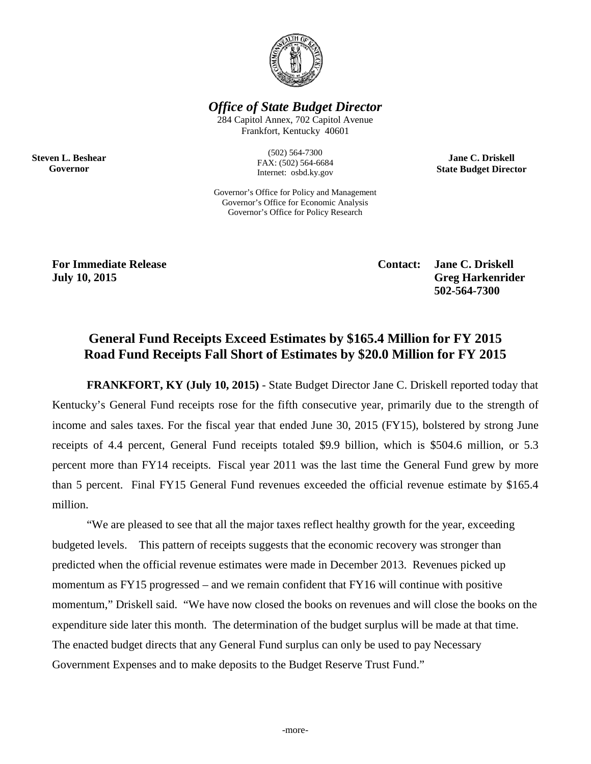***Office of State Budget Director***

284 Capitol Annex, 702 Capitol Avenue
Frankfort, Kentucky 40601

**Steven L. Beshear**
**Governor**

(502) 564-7300
FAX: (502) 564-6684
Internet: osbd.ky.gov

**Jane C. Driskell**
**State Budget Director**

Governor's Office for Policy and Management
Governor's Office for Economic Analysis
Governor's Office for Policy Research

**For Immediate Release**
**July 10, 2015**

**Contact: Jane C. Driskell**
**Greg Harkenrider**
**502-564-7300**

## General Fund Receipts Exceed Estimates by $165.4 Million for FY 2015
## Road Fund Receipts Fall Short of Estimates by $20.0 Million for FY 2015

**FRANKFORT, KY (July 10, 2015)** - State Budget Director Jane C. Driskell reported today that Kentucky's General Fund receipts rose for the fifth consecutive year, primarily due to the strength of income and sales taxes. For the fiscal year that ended June 30, 2015 (FY15), bolstered by strong June receipts of 4.4 percent, General Fund receipts totaled $9.9 billion, which is $504.6 million, or 5.3 percent more than FY14 receipts. Fiscal year 2011 was the last time the General Fund grew by more than 5 percent. Final FY15 General Fund revenues exceeded the official revenue estimate by $165.4 million.

"We are pleased to see that all the major taxes reflect healthy growth for the year, exceeding budgeted levels. This pattern of receipts suggests that the economic recovery was stronger than predicted when the official revenue estimates were made in December 2013. Revenues picked up momentum as FY15 progressed – and we remain confident that FY16 will continue with positive momentum," Driskell said. "We have now closed the books on revenues and will close the books on the expenditure side later this month. The determination of the budget surplus will be made at that time. The enacted budget directs that any General Fund surplus can only be used to pay Necessary Government Expenses and to make deposits to the Budget Reserve Trust Fund."

-more-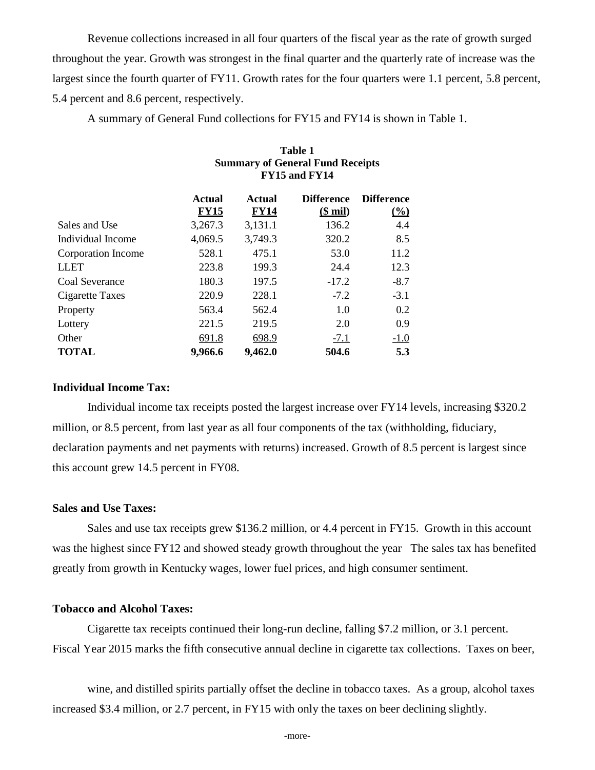Revenue collections increased in all four quarters of the fiscal year as the rate of growth surged throughout the year. Growth was strongest in the final quarter and the quarterly rate of increase was the largest since the fourth quarter of FY11. Growth rates for the four quarters were 1.1 percent, 5.8 percent, 5.4 percent and 8.6 percent, respectively.

A summary of General Fund collections for FY15 and FY14 is shown in Table 1.

**Table 1**
**Summary of General Fund Receipts**
**FY15 and FY14**

| | Actual FY15 | Actual FY14 | Difference ($ mil) | Difference (%) |
|---|---|---|---|---|
| Sales and Use | 3,267.3 | 3,131.1 | 136.2 | 4.4 |
| Individual Income | 4,069.5 | 3,749.3 | 320.2 | 8.5 |
| Corporation Income | 528.1 | 475.1 | 53.0 | 11.2 |
| LLET | 223.8 | 199.3 | 24.4 | 12.3 |
| Coal Severance | 180.3 | 197.5 | -17.2 | -8.7 |
| Cigarette Taxes | 220.9 | 228.1 | -7.2 | -3.1 |
| Property | 563.4 | 562.4 | 1.0 | 0.2 |
| Lottery | 221.5 | 219.5 | 2.0 | 0.9 |
| Other | 691.8 | 698.9 | -7.1 | -1.0 |
| **TOTAL** | **9,966.6** | **9,462.0** | **504.6** | **5.3** |

**Individual Income Tax:**

Individual income tax receipts posted the largest increase over FY14 levels, increasing $320.2 million, or 8.5 percent, from last year as all four components of the tax (withholding, fiduciary, declaration payments and net payments with returns) increased. Growth of 8.5 percent is largest since this account grew 14.5 percent in FY08.

**Sales and Use Taxes:**

Sales and use tax receipts grew $136.2 million, or 4.4 percent in FY15. Growth in this account was the highest since FY12 and showed steady growth throughout the year The sales tax has benefited greatly from growth in Kentucky wages, lower fuel prices, and high consumer sentiment.

**Tobacco and Alcohol Taxes:**

Cigarette tax receipts continued their long-run decline, falling $7.2 million, or 3.1 percent. Fiscal Year 2015 marks the fifth consecutive annual decline in cigarette tax collections. Taxes on beer, wine, and distilled spirits partially offset the decline in tobacco taxes. As a group, alcohol taxes increased $3.4 million, or 2.7 percent, in FY15 with only the taxes on beer declining slightly.

-more-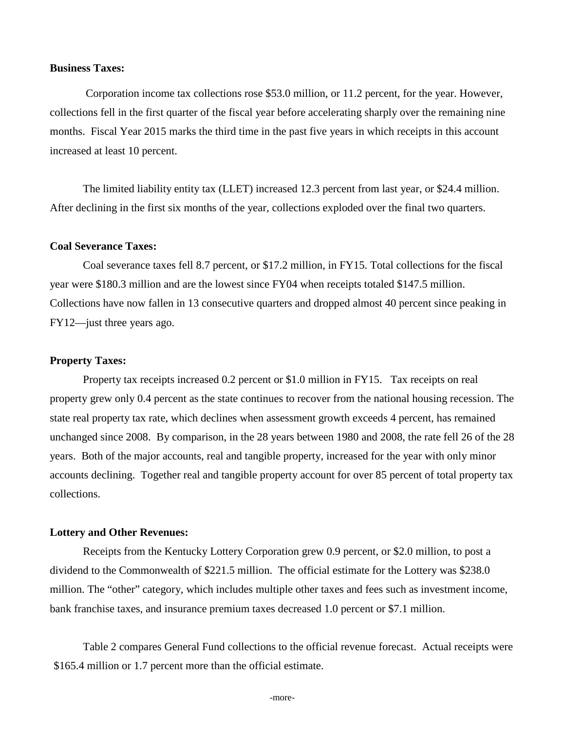**Business Taxes:**

Corporation income tax collections rose $53.0 million, or 11.2 percent, for the year. However, collections fell in the first quarter of the fiscal year before accelerating sharply over the remaining nine months. Fiscal Year 2015 marks the third time in the past five years in which receipts in this account increased at least 10 percent.

The limited liability entity tax (LLET) increased 12.3 percent from last year, or $24.4 million. After declining in the first six months of the year, collections exploded over the final two quarters.

**Coal Severance Taxes:**

Coal severance taxes fell 8.7 percent, or $17.2 million, in FY15. Total collections for the fiscal year were $180.3 million and are the lowest since FY04 when receipts totaled $147.5 million. Collections have now fallen in 13 consecutive quarters and dropped almost 40 percent since peaking in FY12—just three years ago.

**Property Taxes:**

Property tax receipts increased 0.2 percent or $1.0 million in FY15. Tax receipts on real property grew only 0.4 percent as the state continues to recover from the national housing recession. The state real property tax rate, which declines when assessment growth exceeds 4 percent, has remained unchanged since 2008. By comparison, in the 28 years between 1980 and 2008, the rate fell 26 of the 28 years. Both of the major accounts, real and tangible property, increased for the year with only minor accounts declining. Together real and tangible property account for over 85 percent of total property tax collections.

**Lottery and Other Revenues:**

Receipts from the Kentucky Lottery Corporation grew 0.9 percent, or $2.0 million, to post a dividend to the Commonwealth of $221.5 million. The official estimate for the Lottery was $238.0 million. The "other" category, which includes multiple other taxes and fees such as investment income, bank franchise taxes, and insurance premium taxes decreased 1.0 percent or $7.1 million.

Table 2 compares General Fund collections to the official revenue forecast. Actual receipts were $165.4 million or 1.7 percent more than the official estimate.

-more-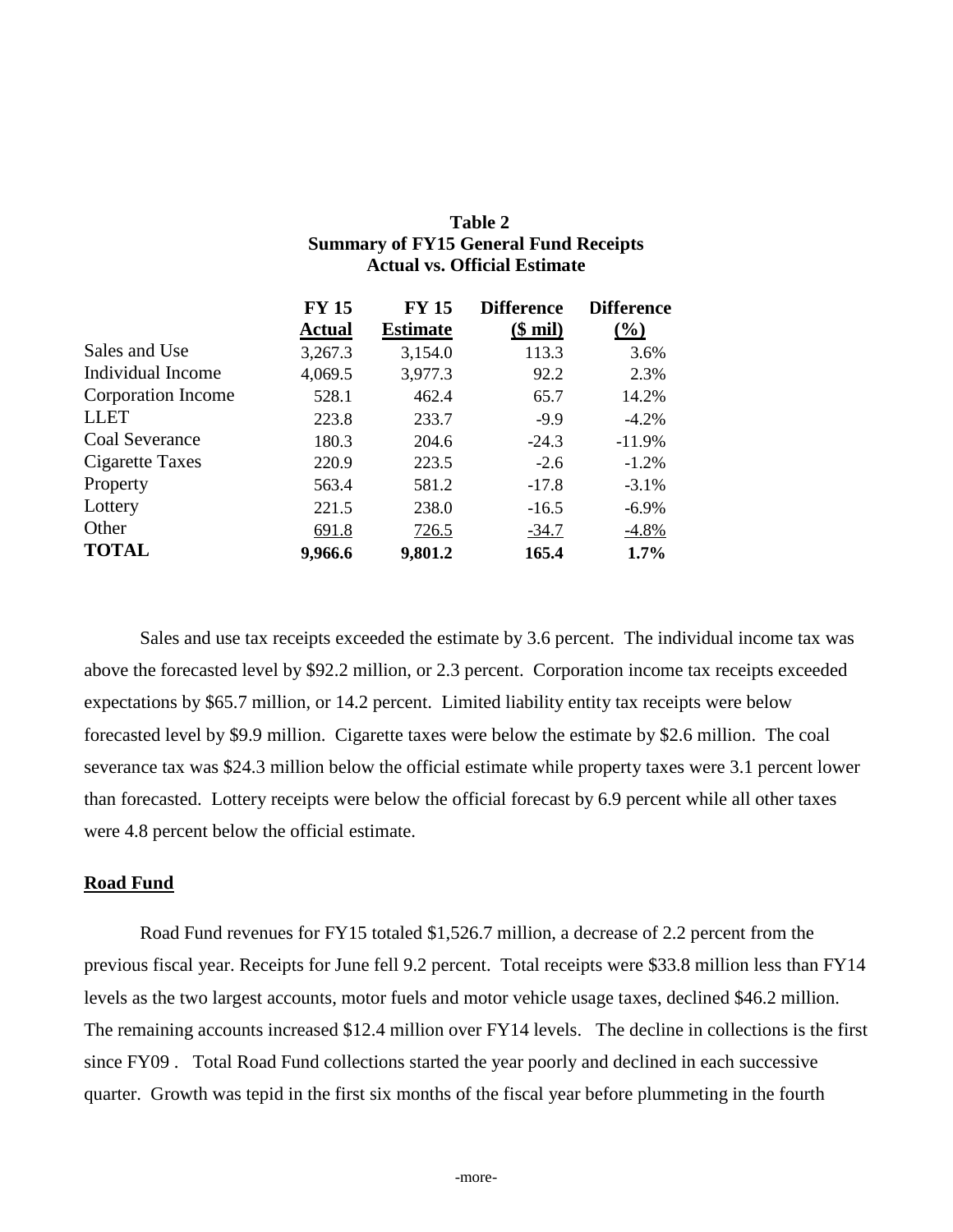**Table 2**
**Summary of FY15 General Fund Receipts**
**Actual vs. Official Estimate**

| | FY 15 Actual | FY 15 Estimate | Difference ($ mil) | Difference (%) |
|---|---|---|---|---|
| Sales and Use | 3,267.3 | 3,154.0 | 113.3 | 3.6% |
| Individual Income | 4,069.5 | 3,977.3 | 92.2 | 2.3% |
| Corporation Income | 528.1 | 462.4 | 65.7 | 14.2% |
| LLET | 223.8 | 233.7 | -9.9 | -4.2% |
| Coal Severance | 180.3 | 204.6 | -24.3 | -11.9% |
| Cigarette Taxes | 220.9 | 223.5 | -2.6 | -1.2% |
| Property | 563.4 | 581.2 | -17.8 | -3.1% |
| Lottery | 221.5 | 238.0 | -16.5 | -6.9% |
| Other | 691.8 | 726.5 | -34.7 | -4.8% |
| **TOTAL** | **9,966.6** | **9,801.2** | **165.4** | **1.7%** |

Sales and use tax receipts exceeded the estimate by 3.6 percent. The individual income tax was above the forecasted level by $92.2 million, or 2.3 percent. Corporation income tax receipts exceeded expectations by $65.7 million, or 14.2 percent. Limited liability entity tax receipts were below forecasted level by $9.9 million. Cigarette taxes were below the estimate by $2.6 million. The coal severance tax was $24.3 million below the official estimate while property taxes were 3.1 percent lower than forecasted. Lottery receipts were below the official forecast by 6.9 percent while all other taxes were 4.8 percent below the official estimate.

## Road Fund

Road Fund revenues for FY15 totaled $1,526.7 million, a decrease of 2.2 percent from the previous fiscal year. Receipts for June fell 9.2 percent. Total receipts were $33.8 million less than FY14 levels as the two largest accounts, motor fuels and motor vehicle usage taxes, declined $46.2 million. The remaining accounts increased $12.4 million over FY14 levels. The decline in collections is the first since FY09 . Total Road Fund collections started the year poorly and declined in each successive quarter. Growth was tepid in the first six months of the fiscal year before plummeting in the fourth

-more-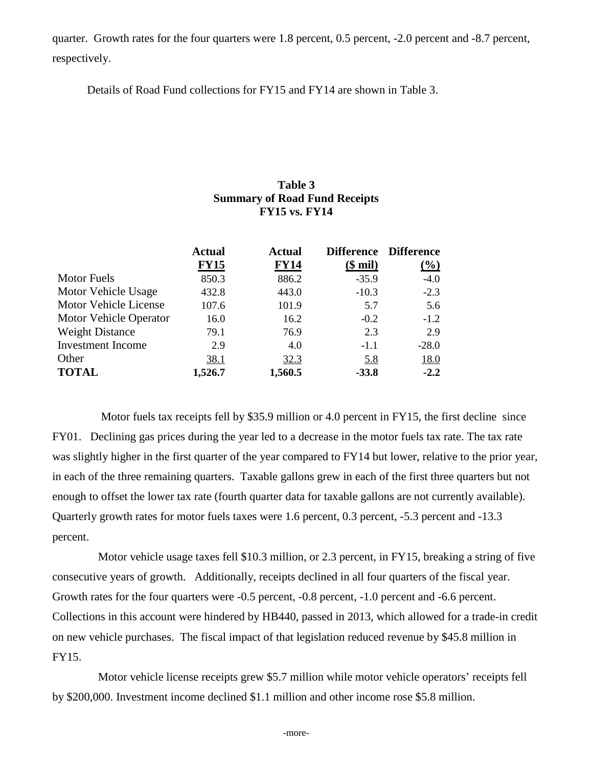quarter. Growth rates for the four quarters were 1.8 percent, 0.5 percent, -2.0 percent and -8.7 percent, respectively.

Details of Road Fund collections for FY15 and FY14 are shown in Table 3.

**Table 3**
**Summary of Road Fund Receipts**
**FY15 vs. FY14**

| | Actual FY15 | Actual FY14 | Difference ($ mil) | Difference (%) |
|---|---|---|---|---|
| Motor Fuels | 850.3 | 886.2 | -35.9 | -4.0 |
| Motor Vehicle Usage | 432.8 | 443.0 | -10.3 | -2.3 |
| Motor Vehicle License | 107.6 | 101.9 | 5.7 | 5.6 |
| Motor Vehicle Operator | 16.0 | 16.2 | -0.2 | -1.2 |
| Weight Distance | 79.1 | 76.9 | 2.3 | 2.9 |
| Investment Income | 2.9 | 4.0 | -1.1 | -28.0 |
| Other | 38.1 | 32.3 | 5.8 | 18.0 |
| **TOTAL** | **1,526.7** | **1,560.5** | **-33.8** | **-2.2** |

Motor fuels tax receipts fell by $35.9 million or 4.0 percent in FY15, the first decline since FY01. Declining gas prices during the year led to a decrease in the motor fuels tax rate. The tax rate was slightly higher in the first quarter of the year compared to FY14 but lower, relative to the prior year, in each of the three remaining quarters. Taxable gallons grew in each of the first three quarters but not enough to offset the lower tax rate (fourth quarter data for taxable gallons are not currently available). Quarterly growth rates for motor fuels taxes were 1.6 percent, 0.3 percent, -5.3 percent and -13.3 percent.

Motor vehicle usage taxes fell $10.3 million, or 2.3 percent, in FY15, breaking a string of five consecutive years of growth. Additionally, receipts declined in all four quarters of the fiscal year. Growth rates for the four quarters were -0.5 percent, -0.8 percent, -1.0 percent and -6.6 percent. Collections in this account were hindered by HB440, passed in 2013, which allowed for a trade-in credit on new vehicle purchases. The fiscal impact of that legislation reduced revenue by $45.8 million in FY15.

Motor vehicle license receipts grew $5.7 million while motor vehicle operators' receipts fell by $200,000. Investment income declined $1.1 million and other income rose $5.8 million.

-more-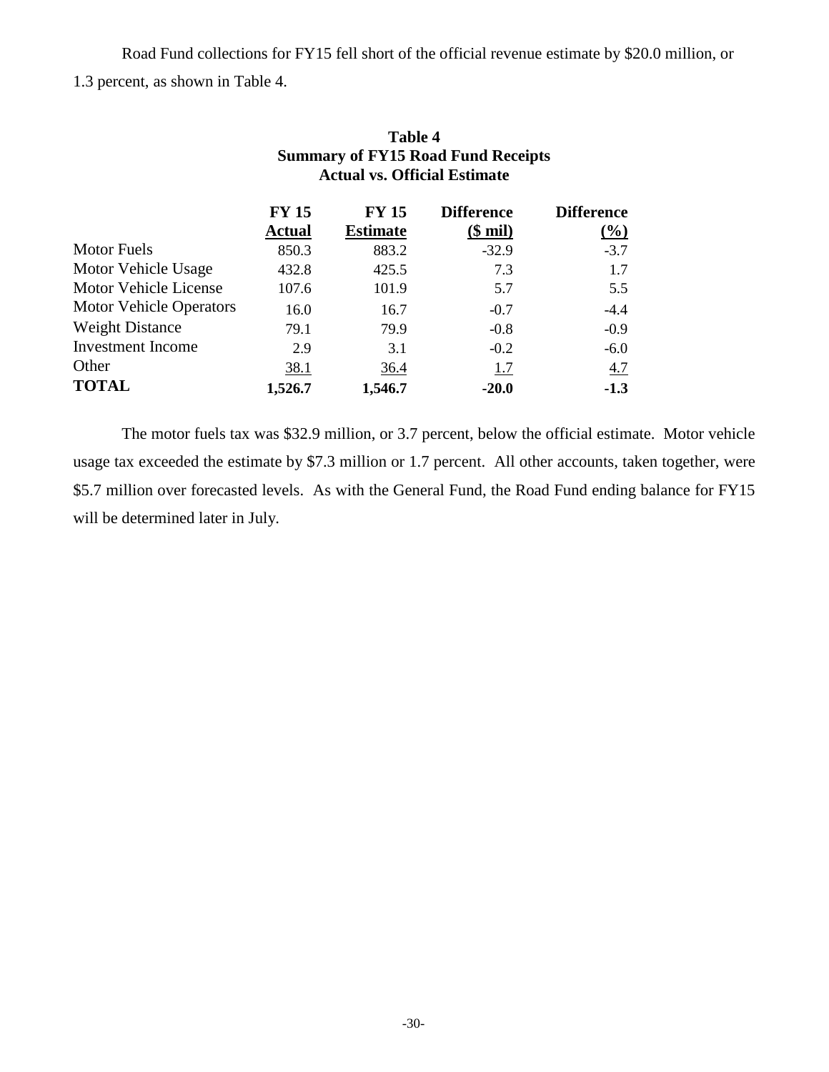Road Fund collections for FY15 fell short of the official revenue estimate by $20.0 million, or 1.3 percent, as shown in Table 4.

**Table 4**
**Summary of FY15 Road Fund Receipts**
**Actual vs. Official Estimate**

| | FY 15 Actual | FY 15 Estimate | Difference ($ mil) | Difference (%) |
|---|---|---|---|---|
| Motor Fuels | 850.3 | 883.2 | -32.9 | -3.7 |
| Motor Vehicle Usage | 432.8 | 425.5 | 7.3 | 1.7 |
| Motor Vehicle License | 107.6 | 101.9 | 5.7 | 5.5 |
| Motor Vehicle Operators | 16.0 | 16.7 | -0.7 | -4.4 |
| Weight Distance | 79.1 | 79.9 | -0.8 | -0.9 |
| Investment Income | 2.9 | 3.1 | -0.2 | -6.0 |
| Other | 38.1 | 36.4 | 1.7 | 4.7 |
| **TOTAL** | **1,526.7** | **1,546.7** | **-20.0** | **-1.3** |

The motor fuels tax was $32.9 million, or 3.7 percent, below the official estimate. Motor vehicle usage tax exceeded the estimate by $7.3 million or 1.7 percent. All other accounts, taken together, were $5.7 million over forecasted levels. As with the General Fund, the Road Fund ending balance for FY15 will be determined later in July.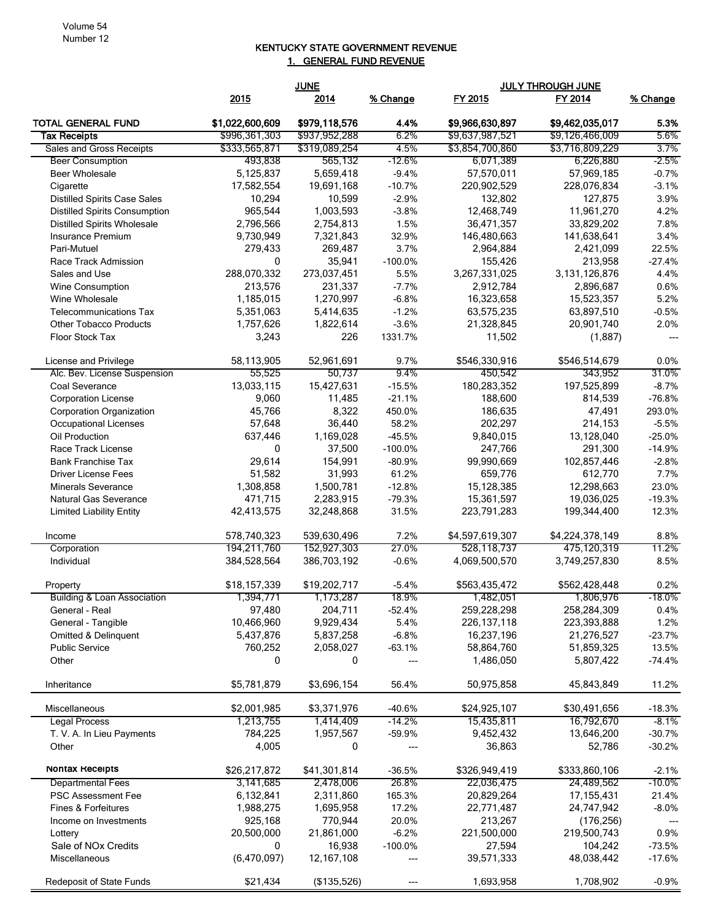## KENTUCKY STATE GOVERNMENT REVENUE

### 1. GENERAL FUND REVENUE

| | JUNE | | | JULY THROUGH JUNE | | |
|---|---|---|---|---|---|---|
| | 2015 | 2014 | % Change | FY 2015 | FY 2014 | % Change |
| **TOTAL GENERAL FUND** | **$1,022,600,609** | **$979,118,576** | **4.4%** | **$9,966,630,897** | **$9,462,035,017** | **5.3%** |
| **Tax Receipts** | $996,361,303 | $937,952,288 | 6.2% | $9,637,987,521 | $9,126,466,009 | 5.6% |
| Sales and Gross Receipts | $333,565,871 | $319,089,254 | 4.5% | $3,854,700,860 | $3,716,809,229 | 3.7% |
| Beer Consumption | 493,838 | 565,132 | -12.6% | 6,071,389 | 6,226,880 | -2.5% |
| Beer Wholesale | 5,125,837 | 5,659,418 | -9.4% | 57,570,011 | 57,969,185 | -0.7% |
| Cigarette | 17,582,554 | 19,691,168 | -10.7% | 220,902,529 | 228,076,834 | -3.1% |
| Distilled Spirits Case Sales | 10,294 | 10,599 | -2.9% | 132,802 | 127,875 | 3.9% |
| Distilled Spirits Consumption | 965,544 | 1,003,593 | -3.8% | 12,468,749 | 11,961,270 | 4.2% |
| Distilled Spirits Wholesale | 2,796,566 | 2,754,813 | 1.5% | 36,471,357 | 33,829,202 | 7.8% |
| Insurance Premium | 9,730,949 | 7,321,843 | 32.9% | 146,480,663 | 141,638,641 | 3.4% |
| Pari-Mutuel | 279,433 | 269,487 | 3.7% | 2,964,884 | 2,421,099 | 22.5% |
| Race Track Admission | 0 | 35,941 | -100.0% | 155,426 | 213,958 | -27.4% |
| Sales and Use | 288,070,332 | 273,037,451 | 5.5% | 3,267,331,025 | 3,131,126,876 | 4.4% |
| Wine Consumption | 213,576 | 231,337 | -7.7% | 2,912,784 | 2,896,687 | 0.6% |
| Wine Wholesale | 1,185,015 | 1,270,997 | -6.8% | 16,323,658 | 15,523,357 | 5.2% |
| Telecommunications Tax | 5,351,063 | 5,414,635 | -1.2% | 63,575,235 | 63,897,510 | -0.5% |
| Other Tobacco Products | 1,757,626 | 1,822,614 | -3.6% | 21,328,845 | 20,901,740 | 2.0% |
| Floor Stock Tax | 3,243 | 226 | 1331.7% | 11,502 | (1,887) | --- |
| License and Privilege | 58,113,905 | 52,961,691 | 9.7% | $546,330,916 | $546,514,679 | 0.0% |
| Alc. Bev. License Suspension | 55,525 | 50,737 | 9.4% | 450,542 | 343,952 | 31.0% |
| Coal Severance | 13,033,115 | 15,427,631 | -15.5% | 180,283,352 | 197,525,899 | -8.7% |
| Corporation License | 9,060 | 11,485 | -21.1% | 188,600 | 814,539 | -76.8% |
| Corporation Organization | 45,766 | 8,322 | 450.0% | 186,635 | 47,491 | 293.0% |
| Occupational Licenses | 57,648 | 36,440 | 58.2% | 202,297 | 214,153 | -5.5% |
| Oil Production | 637,446 | 1,169,028 | -45.5% | 9,840,015 | 13,128,040 | -25.0% |
| Race Track License | 0 | 37,500 | -100.0% | 247,766 | 291,300 | -14.9% |
| Bank Franchise Tax | 29,614 | 154,991 | -80.9% | 99,990,669 | 102,857,446 | -2.8% |
| Driver License Fees | 51,582 | 31,993 | 61.2% | 659,776 | 612,770 | 7.7% |
| Minerals Severance | 1,308,858 | 1,500,781 | -12.8% | 15,128,385 | 12,298,663 | 23.0% |
| Natural Gas Severance | 471,715 | 2,283,915 | -79.3% | 15,361,597 | 19,036,025 | -19.3% |
| Limited Liability Entity | 42,413,575 | 32,248,868 | 31.5% | 223,791,283 | 199,344,400 | 12.3% |
| Income | 578,740,323 | 539,630,496 | 7.2% | $4,597,619,307 | $4,224,378,149 | 8.8% |
| Corporation | 194,211,760 | 152,927,303 | 27.0% | 528,118,737 | 475,120,319 | 11.2% |
| Individual | 384,528,564 | 386,703,192 | -0.6% | 4,069,500,570 | 3,749,257,830 | 8.5% |
| Property | $18,157,339 | $19,202,717 | -5.4% | $563,435,472 | $562,428,448 | 0.2% |
| Building & Loan Association | 1,394,771 | 1,173,287 | 18.9% | 1,482,051 | 1,806,976 | -18.0% |
| General - Real | 97,480 | 204,711 | -52.4% | 259,228,298 | 258,284,309 | 0.4% |
| General - Tangible | 10,466,960 | 9,929,434 | 5.4% | 226,137,118 | 223,393,888 | 1.2% |
| Omitted & Delinquent | 5,437,876 | 5,837,258 | -6.8% | 16,237,196 | 21,276,527 | -23.7% |
| Public Service | 760,252 | 2,058,027 | -63.1% | 58,864,760 | 51,859,325 | 13.5% |
| Other | 0 | 0 | --- | 1,486,050 | 5,807,422 | -74.4% |
| Inheritance | $5,781,879 | $3,696,154 | 56.4% | 50,975,858 | 45,843,849 | 11.2% |
| Miscellaneous | $2,001,985 | $3,371,976 | -40.6% | $24,925,107 | $30,491,656 | -18.3% |
| Legal Process | 1,213,755 | 1,414,409 | -14.2% | 15,435,811 | 16,792,670 | -8.1% |
| T. V. A. In Lieu Payments | 784,225 | 1,957,567 | -59.9% | 9,452,432 | 13,646,200 | -30.7% |
| Other | 4,005 | 0 | --- | 36,863 | 52,786 | -30.2% |
| **Nontax Receipts** | $26,217,872 | $41,301,814 | -36.5% | $326,949,419 | $333,860,106 | -2.1% |
| Departmental Fees | 3,141,685 | 2,478,006 | 26.8% | 22,036,475 | 24,489,562 | -10.0% |
| PSC Assessment Fee | 6,132,841 | 2,311,860 | 165.3% | 20,829,264 | 17,155,431 | 21.4% |
| Fines & Forfeitures | 1,988,275 | 1,695,958 | 17.2% | 22,771,487 | 24,747,942 | -8.0% |
| Income on Investments | 925,168 | 770,944 | 20.0% | 213,267 | (176,256) | --- |
| Lottery | 20,500,000 | 21,861,000 | -6.2% | 221,500,000 | 219,500,743 | 0.9% |
| Sale of NOx Credits | 0 | 16,938 | -100.0% | 27,594 | 104,242 | -73.5% |
| Miscellaneous | (6,470,097) | 12,167,108 | --- | 39,571,333 | 48,038,442 | -17.6% |
| Redeposit of State Funds | $21,434 | ($135,526) | --- | 1,693,958 | 1,708,902 | -0.9% |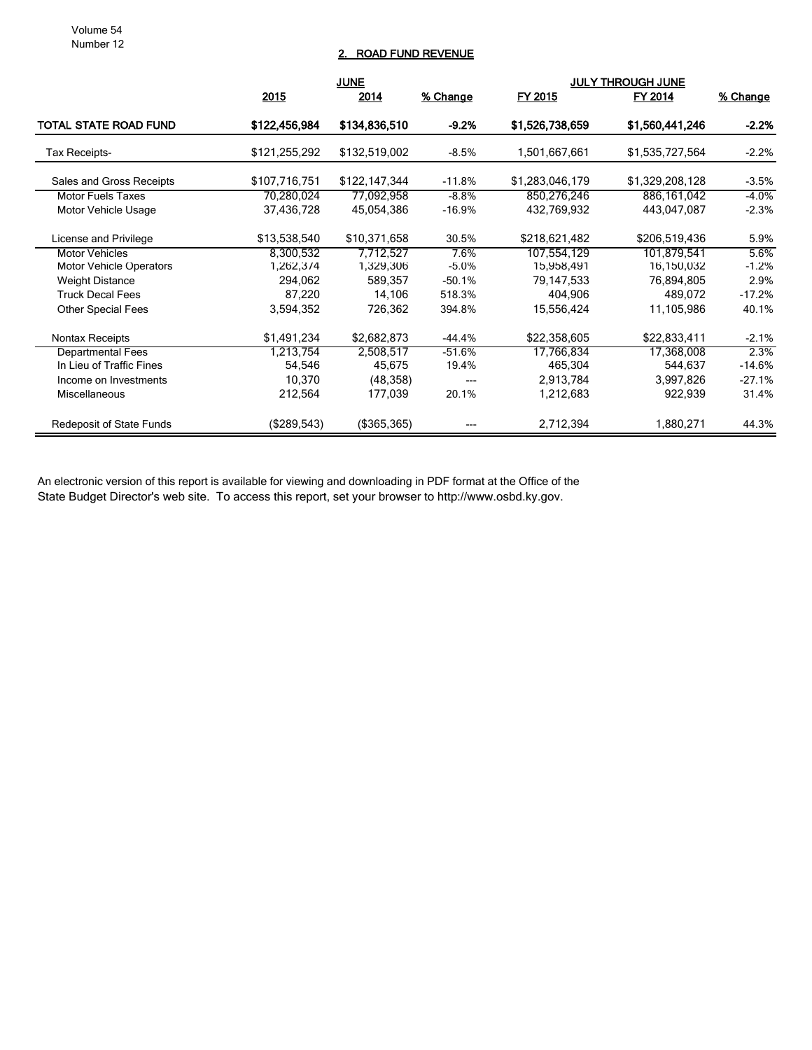## 2. ROAD FUND REVENUE

| | JUNE | | | JULY THROUGH JUNE | | |
|---|---|---|---|---|---|---|
| | 2015 | 2014 | % Change | FY 2015 | FY 2014 | % Change |
| **TOTAL STATE ROAD FUND** | **$122,456,984** | **$134,836,510** | **-9.2%** | **$1,526,738,659** | **$1,560,441,246** | **-2.2%** |
| Tax Receipts- | $121,255,292 | $132,519,002 | -8.5% | 1,501,667,661 | $1,535,727,564 | -2.2% |
| Sales and Gross Receipts | $107,716,751 | $122,147,344 | -11.8% | $1,283,046,179 | $1,329,208,128 | -3.5% |
| Motor Fuels Taxes | 70,280,024 | 77,092,958 | -8.8% | 850,276,246 | 886,161,042 | -4.0% |
| Motor Vehicle Usage | 37,436,728 | 45,054,386 | -16.9% | 432,769,932 | 443,047,087 | -2.3% |
| License and Privilege | $13,538,540 | $10,371,658 | 30.5% | $218,621,482 | $206,519,436 | 5.9% |
| Motor Vehicles | 8,300,532 | 7,712,527 | 7.6% | 107,554,129 | 101,879,541 | 5.6% |
| Motor Vehicle Operators | 1,262,374 | 1,329,306 | -5.0% | 15,958,491 | 16,150,032 | -1.2% |
| Weight Distance | 294,062 | 589,357 | -50.1% | 79,147,533 | 76,894,805 | 2.9% |
| Truck Decal Fees | 87,220 | 14,106 | 518.3% | 404,906 | 489,072 | -17.2% |
| Other Special Fees | 3,594,352 | 726,362 | 394.8% | 15,556,424 | 11,105,986 | 40.1% |
| Nontax Receipts | $1,491,234 | $2,682,873 | -44.4% | $22,358,605 | $22,833,411 | -2.1% |
| Departmental Fees | 1,213,754 | 2,508,517 | -51.6% | 17,766,834 | 17,368,008 | 2.3% |
| In Lieu of Traffic Fines | 54,546 | 45,675 | 19.4% | 465,304 | 544,637 | -14.6% |
| Income on Investments | 10,370 | (48,358) | --- | 2,913,784 | 3,997,826 | -27.1% |
| Miscellaneous | 212,564 | 177,039 | 20.1% | 1,212,683 | 922,939 | 31.4% |
| Redeposit of State Funds | ($289,543) | ($365,365) | --- | 2,712,394 | 1,880,271 | 44.3% |

An electronic version of this report is available for viewing and downloading in PDF format at the Office of the State Budget Director's web site. To access this report, set your browser to http://www.osbd.ky.gov.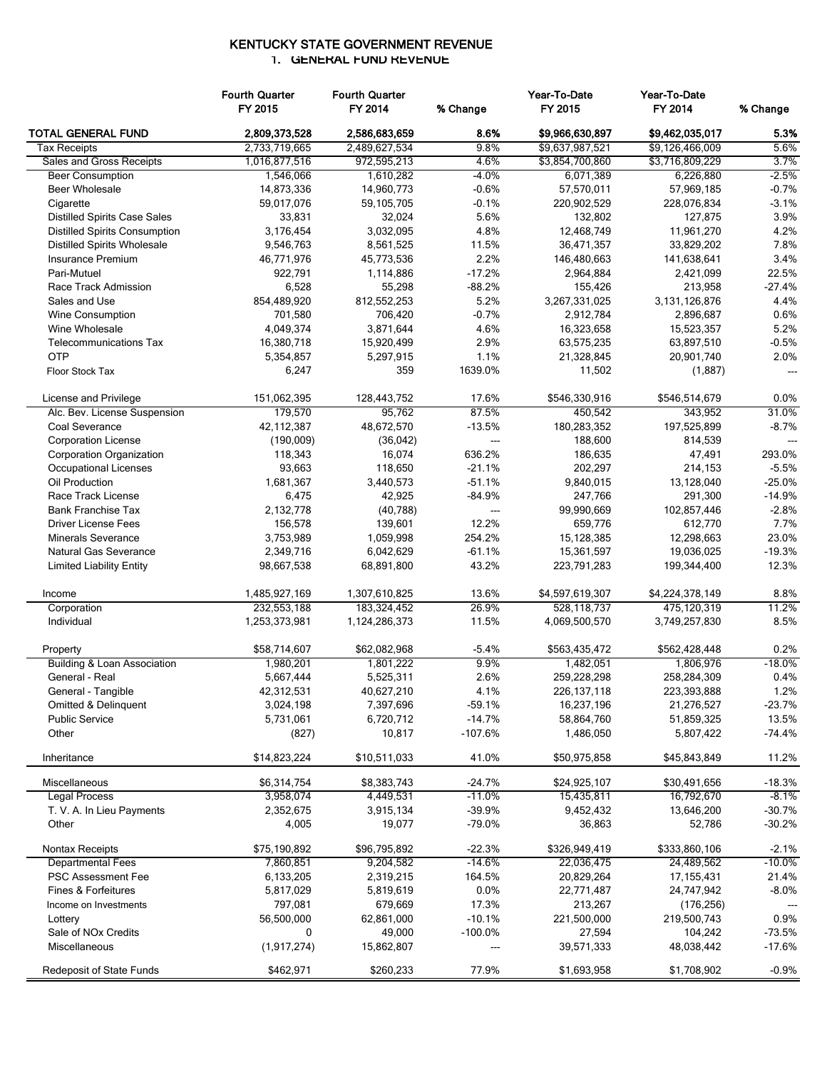# KENTUCKY STATE GOVERNMENT REVENUE

## 1. GENERAL FUND REVENUE

| | Fourth Quarter FY 2015 | Fourth Quarter FY 2014 | % Change | Year-To-Date FY 2015 | Year-To-Date FY 2014 | % Change |
|---|---|---|---|---|---|---|
| **TOTAL GENERAL FUND** | **2,809,373,528** | **2,586,683,659** | **8.6%** | **$9,966,630,897** | **$9,462,035,017** | **5.3%** |
| Tax Receipts | 2,733,719,665 | 2,489,627,534 | 9.8% | $9,637,987,521 | $9,126,466,009 | 5.6% |
| Sales and Gross Receipts | 1,016,877,516 | 972,595,213 | 4.6% | $3,854,700,860 | $3,716,809,229 | 3.7% |
| Beer Consumption | 1,546,066 | 1,610,282 | -4.0% | 6,071,389 | 6,226,880 | -2.5% |
| Beer Wholesale | 14,873,336 | 14,960,773 | -0.6% | 57,570,011 | 57,969,185 | -0.7% |
| Cigarette | 59,017,076 | 59,105,705 | -0.1% | 220,902,529 | 228,076,834 | -3.1% |
| Distilled Spirits Case Sales | 33,831 | 32,024 | 5.6% | 132,802 | 127,875 | 3.9% |
| Distilled Spirits Consumption | 3,176,454 | 3,032,095 | 4.8% | 12,468,749 | 11,961,270 | 4.2% |
| Distilled Spirits Wholesale | 9,546,763 | 8,561,525 | 11.5% | 36,471,357 | 33,829,202 | 7.8% |
| Insurance Premium | 46,771,976 | 45,773,536 | 2.2% | 146,480,663 | 141,638,641 | 3.4% |
| Pari-Mutuel | 922,791 | 1,114,886 | -17.2% | 2,964,884 | 2,421,099 | 22.5% |
| Race Track Admission | 6,528 | 55,298 | -88.2% | 155,426 | 213,958 | -27.4% |
| Sales and Use | 854,489,920 | 812,552,253 | 5.2% | 3,267,331,025 | 3,131,126,876 | 4.4% |
| Wine Consumption | 701,580 | 706,420 | -0.7% | 2,912,784 | 2,896,687 | 0.6% |
| Wine Wholesale | 4,049,374 | 3,871,644 | 4.6% | 16,323,658 | 15,523,357 | 5.2% |
| Telecommunications Tax | 16,380,718 | 15,920,499 | 2.9% | 63,575,235 | 63,897,510 | -0.5% |
| OTP | 5,354,857 | 5,297,915 | 1.1% | 21,328,845 | 20,901,740 | 2.0% |
| Floor Stock Tax | 6,247 | 359 | 1639.0% | 11,502 | (1,887) | --- |
| | | | | | | |
| License and Privilege | 151,062,395 | 128,443,752 | 17.6% | $546,330,916 | $546,514,679 | 0.0% |
| Alc. Bev. License Suspension | 179,570 | 95,762 | 87.5% | 450,542 | 343,952 | 31.0% |
| Coal Severance | 42,112,387 | 48,672,570 | -13.5% | 180,283,352 | 197,525,899 | -8.7% |
| Corporation License | (190,009) | (36,042) | --- | 188,600 | 814,539 | --- |
| Corporation Organization | 118,343 | 16,074 | 636.2% | 186,635 | 47,491 | 293.0% |
| Occupational Licenses | 93,663 | 118,650 | -21.1% | 202,297 | 214,153 | -5.5% |
| Oil Production | 1,681,367 | 3,440,573 | -51.1% | 9,840,015 | 13,128,040 | -25.0% |
| Race Track License | 6,475 | 42,925 | -84.9% | 247,766 | 291,300 | -14.9% |
| Bank Franchise Tax | 2,132,778 | (40,788) | --- | 99,990,669 | 102,857,446 | -2.8% |
| Driver License Fees | 156,578 | 139,601 | 12.2% | 659,776 | 612,770 | 7.7% |
| Minerals Severance | 3,753,989 | 1,059,998 | 254.2% | 15,128,385 | 12,298,663 | 23.0% |
| Natural Gas Severance | 2,349,716 | 6,042,629 | -61.1% | 15,361,597 | 19,036,025 | -19.3% |
| Limited Liability Entity | 98,667,538 | 68,891,800 | 43.2% | 223,791,283 | 199,344,400 | 12.3% |
| | | | | | | |
| Income | 1,485,927,169 | 1,307,610,825 | 13.6% | $4,597,619,307 | $4,224,378,149 | 8.8% |
| Corporation | 232,553,188 | 183,324,452 | 26.9% | 528,118,737 | 475,120,319 | 11.2% |
| Individual | 1,253,373,981 | 1,124,286,373 | 11.5% | 4,069,500,570 | 3,749,257,830 | 8.5% |
| | | | | | | |
| Property | $58,714,607 | $62,082,968 | -5.4% | $563,435,472 | $562,428,448 | 0.2% |
| Building & Loan Association | 1,980,201 | 1,801,222 | 9.9% | 1,482,051 | 1,806,976 | -18.0% |
| General - Real | 5,667,444 | 5,525,311 | 2.6% | 259,228,298 | 258,284,309 | 0.4% |
| General - Tangible | 42,312,531 | 40,627,210 | 4.1% | 226,137,118 | 223,393,888 | 1.2% |
| Omitted & Delinquent | 3,024,198 | 7,397,696 | -59.1% | 16,237,196 | 21,276,527 | -23.7% |
| Public Service | 5,731,061 | 6,720,712 | -14.7% | 58,864,760 | 51,859,325 | 13.5% |
| Other | (827) | 10,817 | -107.6% | 1,486,050 | 5,807,422 | -74.4% |
| | | | | | | |
| Inheritance | $14,823,224 | $10,511,033 | 41.0% | $50,975,858 | $45,843,849 | 11.2% |
| | | | | | | |
| Miscellaneous | $6,314,754 | $8,383,743 | -24.7% | $24,925,107 | $30,491,656 | -18.3% |
| Legal Process | 3,958,074 | 4,449,531 | -11.0% | 15,435,811 | 16,792,670 | -8.1% |
| T. V. A. In Lieu Payments | 2,352,675 | 3,915,134 | -39.9% | 9,452,432 | 13,646,200 | -30.7% |
| Other | 4,005 | 19,077 | -79.0% | 36,863 | 52,786 | -30.2% |
| | | | | | | |
| Nontax Receipts | $75,190,892 | $96,795,892 | -22.3% | $326,949,419 | $333,860,106 | -2.1% |
| Departmental Fees | 7,860,851 | 9,204,582 | -14.6% | 22,036,475 | 24,489,562 | -10.0% |
| PSC Assessment Fee | 6,133,205 | 2,319,215 | 164.5% | 20,829,264 | 17,155,431 | 21.4% |
| Fines & Forfeitures | 5,817,029 | 5,819,619 | 0.0% | 22,771,487 | 24,747,942 | -8.0% |
| Income on Investments | 797,081 | 679,669 | 17.3% | 213,267 | (176,256) | --- |
| Lottery | 56,500,000 | 62,861,000 | -10.1% | 221,500,000 | 219,500,743 | 0.9% |
| Sale of NOx Credits | 0 | 49,000 | -100.0% | 27,594 | 104,242 | -73.5% |
| Miscellaneous | (1,917,274) | 15,862,807 | --- | 39,571,333 | 48,038,442 | -17.6% |
| | | | | | | |
| Redeposit of State Funds | $462,971 | $260,233 | 77.9% | $1,693,958 | $1,708,902 | -0.9% |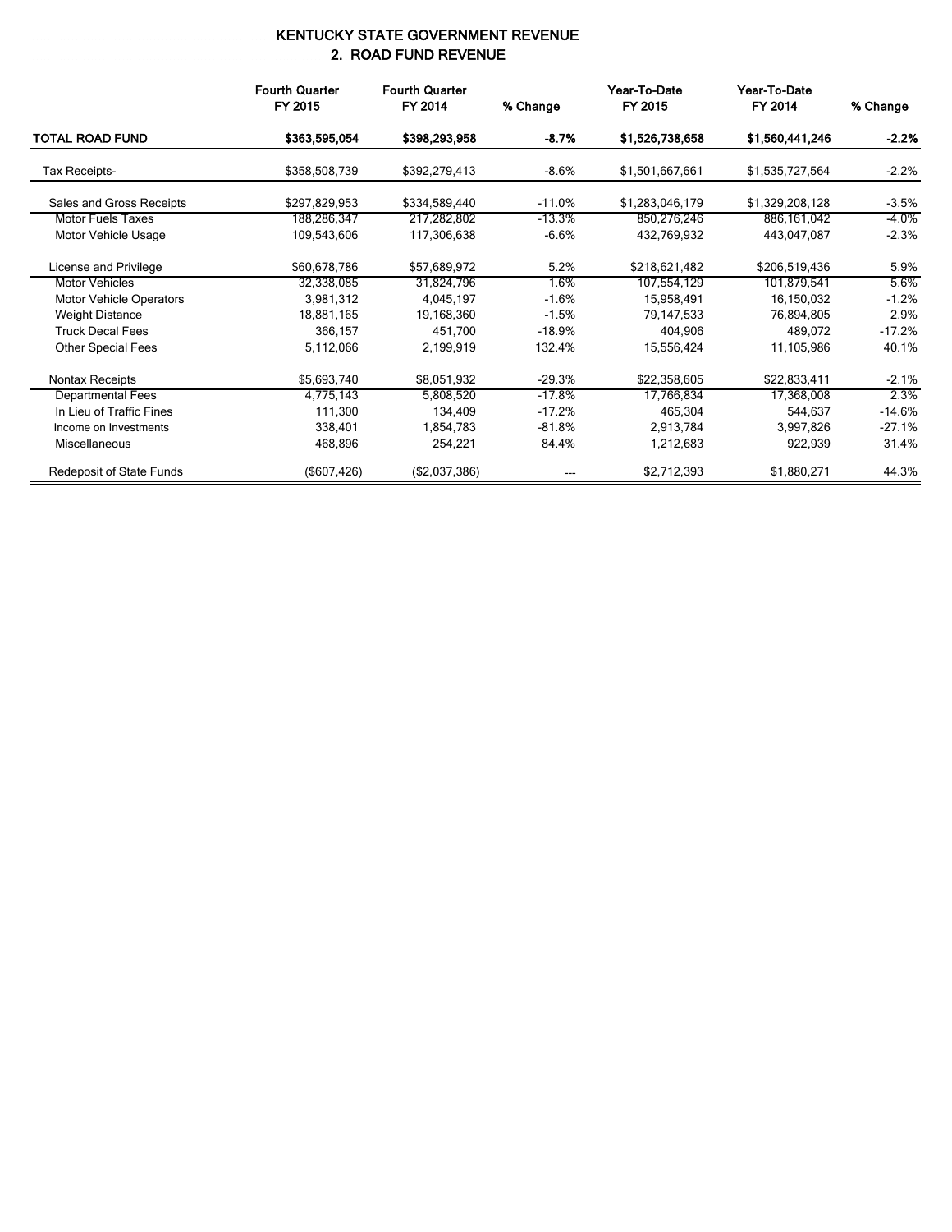# KENTUCKY STATE GOVERNMENT REVENUE
## 2. ROAD FUND REVENUE

| | Fourth Quarter FY 2015 | Fourth Quarter FY 2014 | % Change | Year-To-Date FY 2015 | Year-To-Date FY 2014 | % Change |
|---|---|---|---|---|---|---|
| **TOTAL ROAD FUND** | **$363,595,054** | **$398,293,958** | **-8.7%** | **$1,526,738,658** | **$1,560,441,246** | **-2.2%** |
| Tax Receipts- | $358,508,739 | $392,279,413 | -8.6% | $1,501,667,661 | $1,535,727,564 | -2.2% |
| Sales and Gross Receipts | $297,829,953 | $334,589,440 | -11.0% | $1,283,046,179 | $1,329,208,128 | -3.5% |
| Motor Fuels Taxes | 188,286,347 | 217,282,802 | -13.3% | 850,276,246 | 886,161,042 | -4.0% |
| Motor Vehicle Usage | 109,543,606 | 117,306,638 | -6.6% | 432,769,932 | 443,047,087 | -2.3% |
| License and Privilege | $60,678,786 | $57,689,972 | 5.2% | $218,621,482 | $206,519,436 | 5.9% |
| Motor Vehicles | 32,338,085 | 31,824,796 | 1.6% | 107,554,129 | 101,879,541 | 5.6% |
| Motor Vehicle Operators | 3,981,312 | 4,045,197 | -1.6% | 15,958,491 | 16,150,032 | -1.2% |
| Weight Distance | 18,881,165 | 19,168,360 | -1.5% | 79,147,533 | 76,894,805 | 2.9% |
| Truck Decal Fees | 366,157 | 451,700 | -18.9% | 404,906 | 489,072 | -17.2% |
| Other Special Fees | 5,112,066 | 2,199,919 | 132.4% | 15,556,424 | 11,105,986 | 40.1% |
| Nontax Receipts | $5,693,740 | $8,051,932 | -29.3% | $22,358,605 | $22,833,411 | -2.1% |
| Departmental Fees | 4,775,143 | 5,808,520 | -17.8% | 17,766,834 | 17,368,008 | 2.3% |
| In Lieu of Traffic Fines | 111,300 | 134,409 | -17.2% | 465,304 | 544,637 | -14.6% |
| Income on Investments | 338,401 | 1,854,783 | -81.8% | 2,913,784 | 3,997,826 | -27.1% |
| Miscellaneous | 468,896 | 254,221 | 84.4% | 1,212,683 | 922,939 | 31.4% |
| Redeposit of State Funds | ($607,426) | ($2,037,386) | --- | $2,712,393 | $1,880,271 | 44.3% |